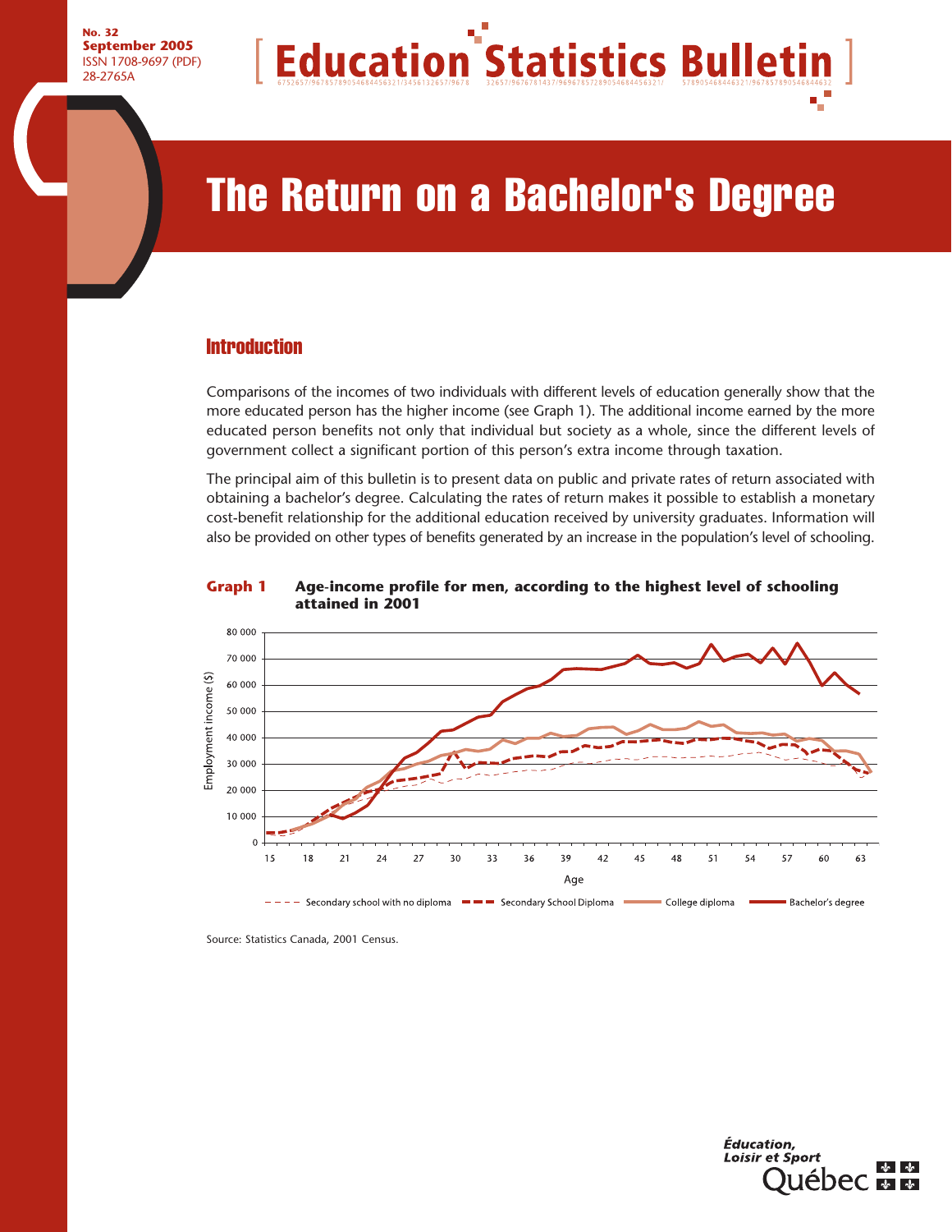No. 32
**September 2005**
ISSN 1708-9697 (PDF)
28-2765A

# Education Statistics Bulletin

# The Return on a Bachelor's Degree

## Introduction

Comparisons of the incomes of two individuals with different levels of education generally show that the more educated person has the higher income (see Graph 1). The additional income earned by the more educated person benefits not only that individual but society as a whole, since the different levels of government collect a significant portion of this person's extra income through taxation.

The principal aim of this bulletin is to present data on public and private rates of return associated with obtaining a bachelor's degree. Calculating the rates of return makes it possible to establish a monetary cost-benefit relationship for the additional education received by university graduates. Information will also be provided on other types of benefits generated by an increase in the population's level of schooling.

**Graph 1 Age-income profile for men, according to the highest level of schooling attained in 2001**

Employment income ($): 0, 10 000, 20 000, 30 000, 40 000, 50 000, 60 000, 70 000, 80 000

Age: 15, 18, 21, 24, 27, 30, 33, 36, 39, 42, 45, 48, 51, 54, 57, 60, 63

Secondary school with no diploma — Secondary School Diploma — College diploma — Bachelor's degree

Source: Statistics Canada, 2001 Census.

Éducation, Loisir et Sport Québec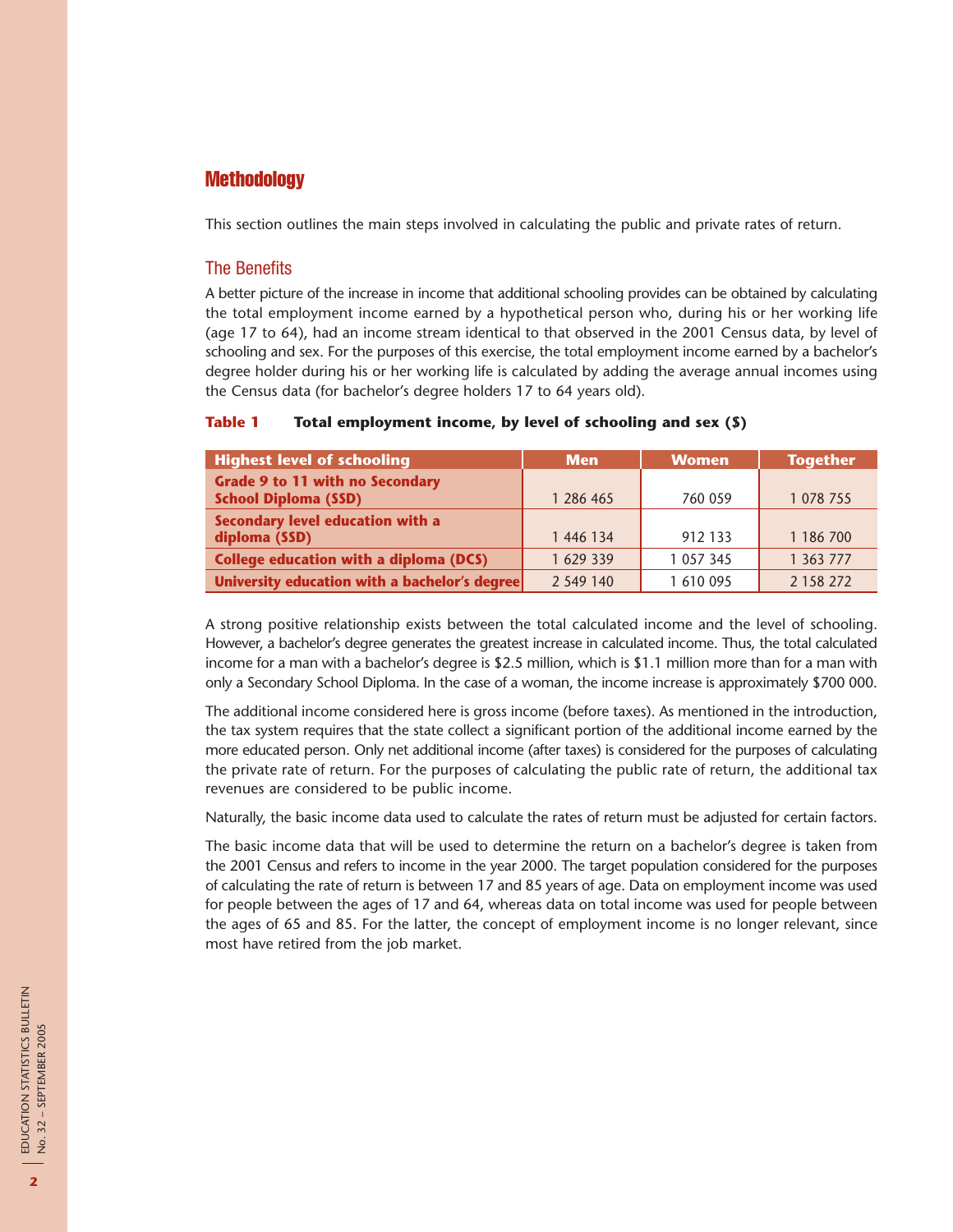## Methodology

This section outlines the main steps involved in calculating the public and private rates of return.

### The Benefits

A better picture of the increase in income that additional schooling provides can be obtained by calculating the total employment income earned by a hypothetical person who, during his or her working life (age 17 to 64), had an income stream identical to that observed in the 2001 Census data, by level of schooling and sex. For the purposes of this exercise, the total employment income earned by a bachelor's degree holder during his or her working life is calculated by adding the average annual incomes using the Census data (for bachelor's degree holders 17 to 64 years old).

**Table 1 Total employment income, by level of schooling and sex ($)**

| Highest level of schooling | Men | Women | Together |
|---|---|---|---|
| Grade 9 to 11 with no Secondary School Diploma (SSD) | 1 286 465 | 760 059 | 1 078 755 |
| Secondary level education with a diploma (SSD) | 1 446 134 | 912 133 | 1 186 700 |
| College education with a diploma (DCS) | 1 629 339 | 1 057 345 | 1 363 777 |
| University education with a bachelor's degree | 2 549 140 | 1 610 095 | 2 158 272 |

A strong positive relationship exists between the total calculated income and the level of schooling. However, a bachelor's degree generates the greatest increase in calculated income. Thus, the total calculated income for a man with a bachelor's degree is $2.5 million, which is $1.1 million more than for a man with only a Secondary School Diploma. In the case of a woman, the income increase is approximately $700 000.

The additional income considered here is gross income (before taxes). As mentioned in the introduction, the tax system requires that the state collect a significant portion of the additional income earned by the more educated person. Only net additional income (after taxes) is considered for the purposes of calculating the private rate of return. For the purposes of calculating the public rate of return, the additional tax revenues are considered to be public income.

Naturally, the basic income data used to calculate the rates of return must be adjusted for certain factors.

The basic income data that will be used to determine the return on a bachelor's degree is taken from the 2001 Census and refers to income in the year 2000. The target population considered for the purposes of calculating the rate of return is between 17 and 85 years of age. Data on employment income was used for people between the ages of 17 and 64, whereas data on total income was used for people between the ages of 65 and 85. For the latter, the concept of employment income is no longer relevant, since most have retired from the job market.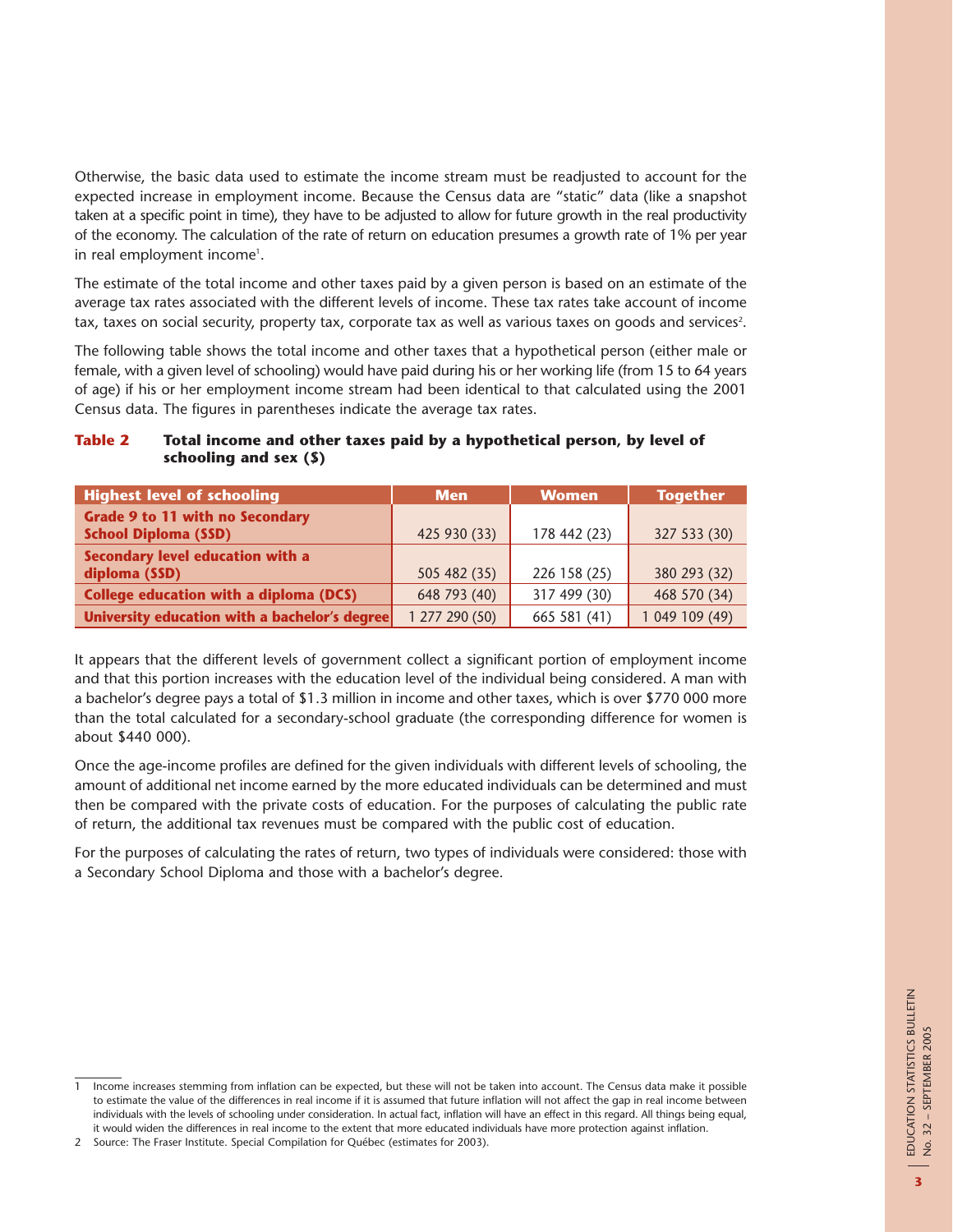Otherwise, the basic data used to estimate the income stream must be readjusted to account for the expected increase in employment income. Because the Census data are “static” data (like a snapshot taken at a specific point in time), they have to be adjusted to allow for future growth in the real productivity of the economy. The calculation of the rate of return on education presumes a growth rate of 1% per year in real employment income[1].

The estimate of the total income and other taxes paid by a given person is based on an estimate of the average tax rates associated with the different levels of income. These tax rates take account of income tax, taxes on social security, property tax, corporate tax as well as various taxes on goods and services[2].

The following table shows the total income and other taxes that a hypothetical person (either male or female, with a given level of schooling) would have paid during his or her working life (from 15 to 64 years of age) if his or her employment income stream had been identical to that calculated using the 2001 Census data. The figures in parentheses indicate the average tax rates.

**Table 2 Total income and other taxes paid by a hypothetical person, by level of schooling and sex ($)**

| Highest level of schooling | Men | Women | Together |
|---|---|---|---|
| Grade 9 to 11 with no Secondary School Diploma (SSD) | 425 930 (33) | 178 442 (23) | 327 533 (30) |
| Secondary level education with a diploma (SSD) | 505 482 (35) | 226 158 (25) | 380 293 (32) |
| College education with a diploma (DCS) | 648 793 (40) | 317 499 (30) | 468 570 (34) |
| University education with a bachelor's degree | 1 277 290 (50) | 665 581 (41) | 1 049 109 (49) |

It appears that the different levels of government collect a significant portion of employment income and that this portion increases with the education level of the individual being considered. A man with a bachelor's degree pays a total of $1.3 million in income and other taxes, which is over $770 000 more than the total calculated for a secondary-school graduate (the corresponding difference for women is about $440 000).

Once the age-income profiles are defined for the given individuals with different levels of schooling, the amount of additional net income earned by the more educated individuals can be determined and must then be compared with the private costs of education. For the purposes of calculating the public rate of return, the additional tax revenues must be compared with the public cost of education.

For the purposes of calculating the rates of return, two types of individuals were considered: those with a Secondary School Diploma and those with a bachelor's degree.

---

1 Income increases stemming from inflation can be expected, but these will not be taken into account. The Census data make it possible to estimate the value of the differences in real income if it is assumed that future inflation will not affect the gap in real income between individuals with the levels of schooling under consideration. In actual fact, inflation will have an effect in this regard. All things being equal, it would widen the differences in real income to the extent that more educated individuals have more protection against inflation.

2 Source: The Fraser Institute. Special Compilation for Québec (estimates for 2003).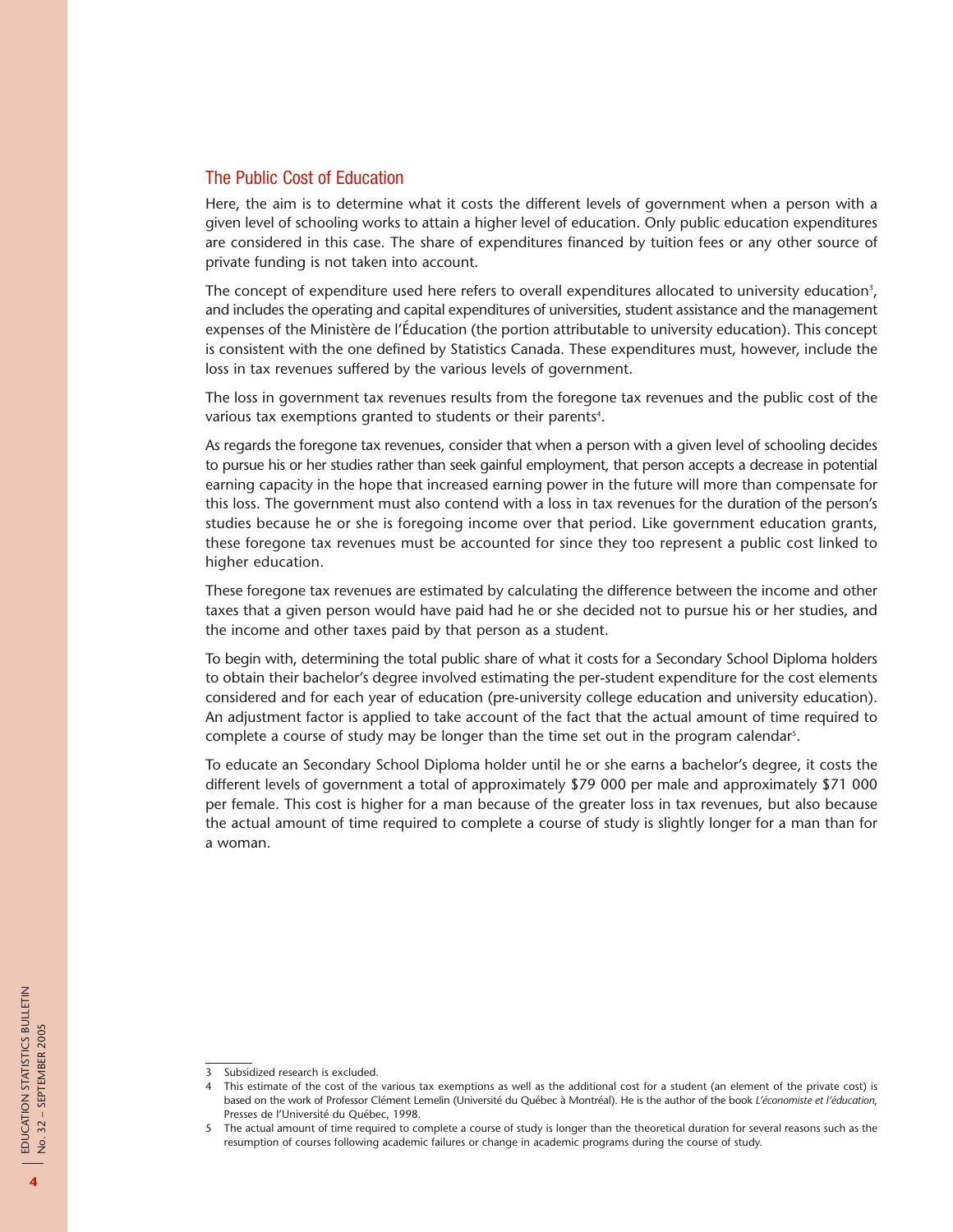## The Public Cost of Education

Here, the aim is to determine what it costs the different levels of government when a person with a given level of schooling works to attain a higher level of education. Only public education expenditures are considered in this case. The share of expenditures financed by tuition fees or any other source of private funding is not taken into account.

The concept of expenditure used here refers to overall expenditures allocated to university education[3], and includes the operating and capital expenditures of universities, student assistance and the management expenses of the Ministère de l'Éducation (the portion attributable to university education). This concept is consistent with the one defined by Statistics Canada. These expenditures must, however, include the loss in tax revenues suffered by the various levels of government.

The loss in government tax revenues results from the foregone tax revenues and the public cost of the various tax exemptions granted to students or their parents[4].

As regards the foregone tax revenues, consider that when a person with a given level of schooling decides to pursue his or her studies rather than seek gainful employment, that person accepts a decrease in potential earning capacity in the hope that increased earning power in the future will more than compensate for this loss. The government must also contend with a loss in tax revenues for the duration of the person's studies because he or she is foregoing income over that period. Like government education grants, these foregone tax revenues must be accounted for since they too represent a public cost linked to higher education.

These foregone tax revenues are estimated by calculating the difference between the income and other taxes that a given person would have paid had he or she decided not to pursue his or her studies, and the income and other taxes paid by that person as a student.

To begin with, determining the total public share of what it costs for a Secondary School Diploma holders to obtain their bachelor's degree involved estimating the per-student expenditure for the cost elements considered and for each year of education (pre-university college education and university education). An adjustment factor is applied to take account of the fact that the actual amount of time required to complete a course of study may be longer than the time set out in the program calendar[5].

To educate an Secondary School Diploma holder until he or she earns a bachelor's degree, it costs the different levels of government a total of approximately $79 000 per male and approximately $71 000 per female. This cost is higher for a man because of the greater loss in tax revenues, but also because the actual amount of time required to complete a course of study is slightly longer for a man than for a woman.

---

3 Subsidized research is excluded.

4 This estimate of the cost of the various tax exemptions as well as the additional cost for a student (an element of the private cost) is based on the work of Professor Clément Lemelin (Université du Québec à Montréal). He is the author of the book *L'économiste et l'éducation*, Presses de l'Université du Québec, 1998.

5 The actual amount of time required to complete a course of study is longer than the theoretical duration for several reasons such as the resumption of courses following academic failures or change in academic programs during the course of study.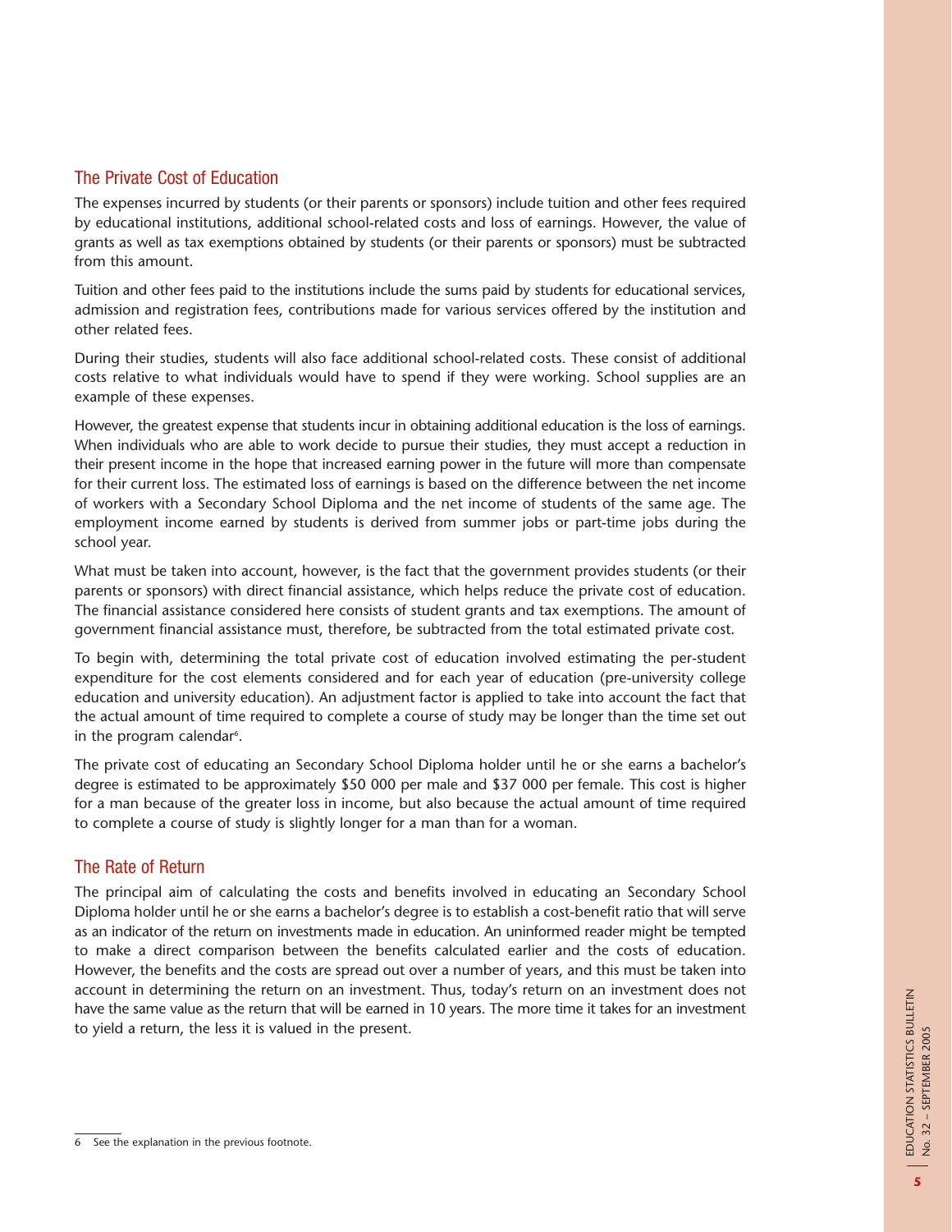## The Private Cost of Education

The expenses incurred by students (or their parents or sponsors) include tuition and other fees required by educational institutions, additional school-related costs and loss of earnings. However, the value of grants as well as tax exemptions obtained by students (or their parents or sponsors) must be subtracted from this amount.

Tuition and other fees paid to the institutions include the sums paid by students for educational services, admission and registration fees, contributions made for various services offered by the institution and other related fees.

During their studies, students will also face additional school-related costs. These consist of additional costs relative to what individuals would have to spend if they were working. School supplies are an example of these expenses.

However, the greatest expense that students incur in obtaining additional education is the loss of earnings. When individuals who are able to work decide to pursue their studies, they must accept a reduction in their present income in the hope that increased earning power in the future will more than compensate for their current loss. The estimated loss of earnings is based on the difference between the net income of workers with a Secondary School Diploma and the net income of students of the same age. The employment income earned by students is derived from summer jobs or part-time jobs during the school year.

What must be taken into account, however, is the fact that the government provides students (or their parents or sponsors) with direct financial assistance, which helps reduce the private cost of education. The financial assistance considered here consists of student grants and tax exemptions. The amount of government financial assistance must, therefore, be subtracted from the total estimated private cost.

To begin with, determining the total private cost of education involved estimating the per-student expenditure for the cost elements considered and for each year of education (pre-university college education and university education). An adjustment factor is applied to take into account the fact that the actual amount of time required to complete a course of study may be longer than the time set out in the program calendar[6].

The private cost of educating an Secondary School Diploma holder until he or she earns a bachelor's degree is estimated to be approximately $50 000 per male and $37 000 per female. This cost is higher for a man because of the greater loss in income, but also because the actual amount of time required to complete a course of study is slightly longer for a man than for a woman.

## The Rate of Return

The principal aim of calculating the costs and benefits involved in educating an Secondary School Diploma holder until he or she earns a bachelor's degree is to establish a cost-benefit ratio that will serve as an indicator of the return on investments made in education. An uninformed reader might be tempted to make a direct comparison between the benefits calculated earlier and the costs of education. However, the benefits and the costs are spread out over a number of years, and this must be taken into account in determining the return on an investment. Thus, today's return on an investment does not have the same value as the return that will be earned in 10 years. The more time it takes for an investment to yield a return, the less it is valued in the present.

---

6 See the explanation in the previous footnote.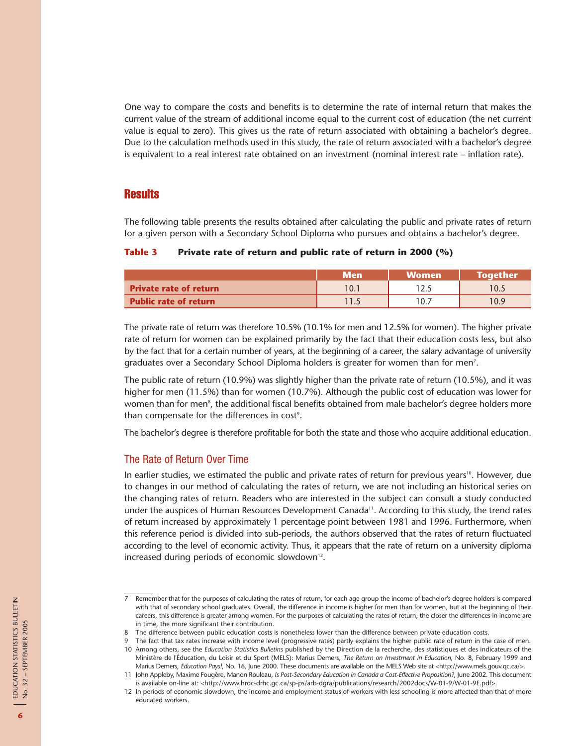One way to compare the costs and benefits is to determine the rate of internal return that makes the current value of the stream of additional income equal to the current cost of education (the net current value is equal to zero). This gives us the rate of return associated with obtaining a bachelor's degree. Due to the calculation methods used in this study, the rate of return associated with a bachelor's degree is equivalent to a real interest rate obtained on an investment (nominal interest rate – inflation rate).

## Results

The following table presents the results obtained after calculating the public and private rates of return for a given person with a Secondary School Diploma who pursues and obtains a bachelor's degree.

**Table 3 Private rate of return and public rate of return in 2000 (%)**

| | Men | Women | Together |
|---|---|---|---|
| **Private rate of return** | 10.1 | 12.5 | 10.5 |
| **Public rate of return** | 11.5 | 10.7 | 10.9 |

The private rate of return was therefore 10.5% (10.1% for men and 12.5% for women). The higher private rate of return for women can be explained primarily by the fact that their education costs less, but also by the fact that for a certain number of years, at the beginning of a career, the salary advantage of university graduates over a Secondary School Diploma holders is greater for women than for men[7].

The public rate of return (10.9%) was slightly higher than the private rate of return (10.5%), and it was higher for men (11.5%) than for women (10.7%). Although the public cost of education was lower for women than for men[8], the additional fiscal benefits obtained from male bachelor's degree holders more than compensate for the differences in cost[9].

The bachelor's degree is therefore profitable for both the state and those who acquire additional education.

### The Rate of Return Over Time

In earlier studies, we estimated the public and private rates of return for previous years[10]. However, due to changes in our method of calculating the rates of return, we are not including an historical series on the changing rates of return. Readers who are interested in the subject can consult a study conducted under the auspices of Human Resources Development Canada[11]. According to this study, the trend rates of return increased by approximately 1 percentage point between 1981 and 1996. Furthermore, when this reference period is divided into sub-periods, the authors observed that the rates of return fluctuated according to the level of economic activity. Thus, it appears that the rate of return on a university diploma increased during periods of economic slowdown[12].

---

7 Remember that for the purposes of calculating the rates of return, for each age group the income of bachelor's degree holders is compared with that of secondary school graduates. Overall, the difference in income is higher for men than for women, but at the beginning of their careers, this difference is greater among women. For the purposes of calculating the rates of return, the closer the differences in income are in time, the more significant their contribution.

8 The difference between public education costs is nonetheless lower than the difference between private education costs.

9 The fact that tax rates increase with income level (progressive rates) partly explains the higher public rate of return in the case of men.

10 Among others, see the *Education Statistics Bulletins* published by the Direction de la recherche, des statistiques et des indicateurs of the Ministère de l'Éducation, du Loisir et du Sport (MELS): Marius Demers, *The Return on Investment in Education*, No. 8, February 1999 and Marius Demers, *Education Pays!*, No. 16, June 2000. These documents are available on the MELS Web site at <http://www.mels.gouv.qc.ca/>.

11 John Appleby, Maxime Fougère, Manon Rouleau, *Is Post-Secondary Education in Canada a Cost-Effective Proposition?*, June 2002. This document is available on-line at: <http://www.hrdc-drhc.gc.ca/sp-ps/arb-dgra/publications/research/2002docs/W-01-9/W-01-9E.pdf>.

12 In periods of economic slowdown, the income and employment status of workers with less schooling is more affected than that of more educated workers.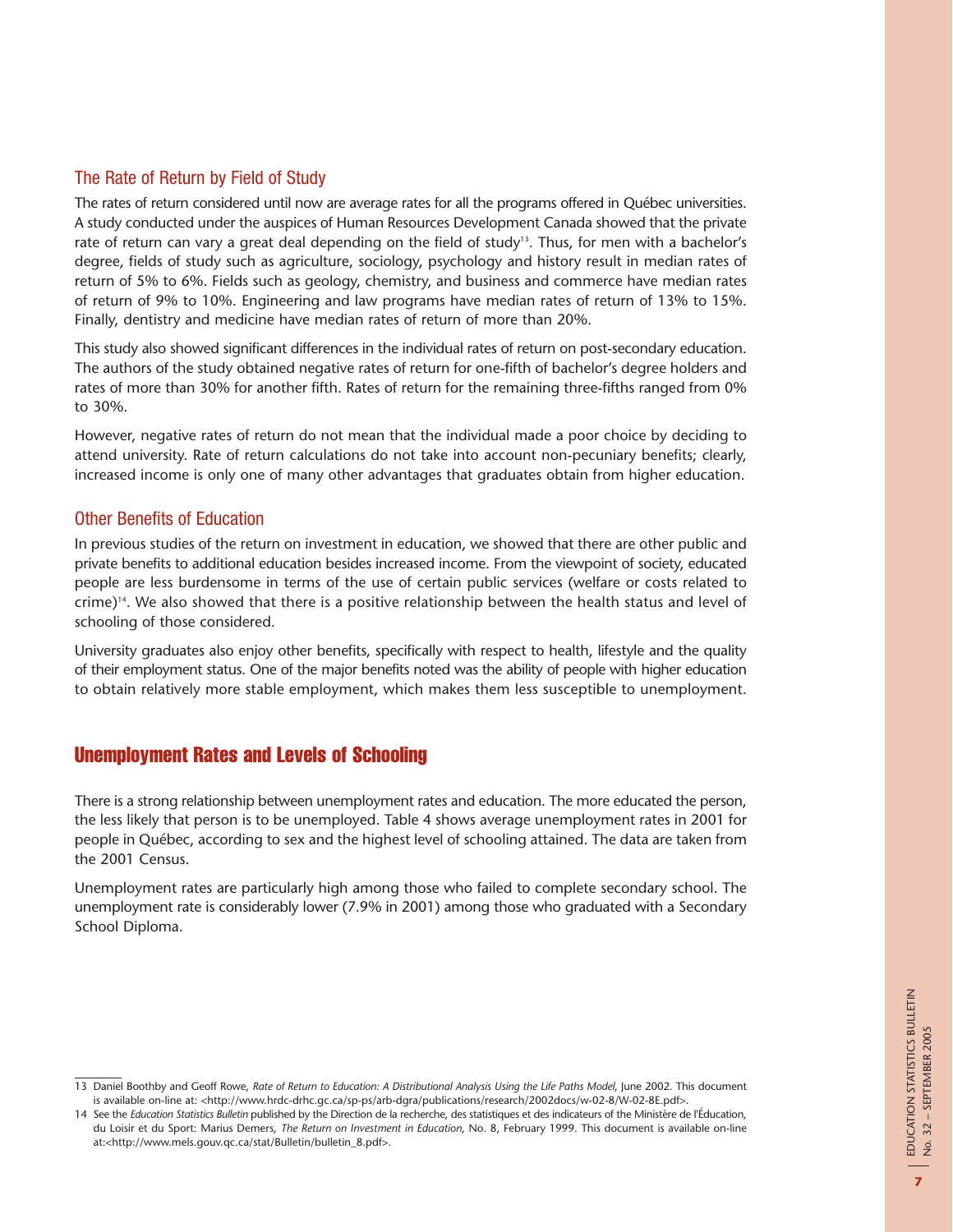## The Rate of Return by Field of Study

The rates of return considered until now are average rates for all the programs offered in Québec universities. A study conducted under the auspices of Human Resources Development Canada showed that the private rate of return can vary a great deal depending on the field of study[13]. Thus, for men with a bachelor's degree, fields of study such as agriculture, sociology, psychology and history result in median rates of return of 5% to 6%. Fields such as geology, chemistry, and business and commerce have median rates of return of 9% to 10%. Engineering and law programs have median rates of return of 13% to 15%. Finally, dentistry and medicine have median rates of return of more than 20%.

This study also showed significant differences in the individual rates of return on post-secondary education. The authors of the study obtained negative rates of return for one-fifth of bachelor's degree holders and rates of more than 30% for another fifth. Rates of return for the remaining three-fifths ranged from 0% to 30%.

However, negative rates of return do not mean that the individual made a poor choice by deciding to attend university. Rate of return calculations do not take into account non-pecuniary benefits; clearly, increased income is only one of many other advantages that graduates obtain from higher education.

## Other Benefits of Education

In previous studies of the return on investment in education, we showed that there are other public and private benefits to additional education besides increased income. From the viewpoint of society, educated people are less burdensome in terms of the use of certain public services (welfare or costs related to crime)[14]. We also showed that there is a positive relationship between the health status and level of schooling of those considered.

University graduates also enjoy other benefits, specifically with respect to health, lifestyle and the quality of their employment status. One of the major benefits noted was the ability of people with higher education to obtain relatively more stable employment, which makes them less susceptible to unemployment.

# Unemployment Rates and Levels of Schooling

There is a strong relationship between unemployment rates and education. The more educated the person, the less likely that person is to be unemployed. Table 4 shows average unemployment rates in 2001 for people in Québec, according to sex and the highest level of schooling attained. The data are taken from the 2001 Census.

Unemployment rates are particularly high among those who failed to complete secondary school. The unemployment rate is considerably lower (7.9% in 2001) among those who graduated with a Secondary School Diploma.

---

13 Daniel Boothby and Geoff Rowe, *Rate of Return to Education: A Distributional Analysis Using the Life Paths Model*, June 2002. This document is available on-line at: <http://www.hrdc-drhc.gc.ca/sp-ps/arb-dgra/publications/research/2002docs/w-02-8/W-02-8E.pdf>.

14 See the *Education Statistics Bulletin* published by the Direction de la recherche, des statistiques et des indicateurs of the Ministère de l'Éducation, du Loisir et du Sport: Marius Demers, *The Return on Investment in Education*, No. 8, February 1999. This document is available on-line at:<http://www.mels.gouv.qc.ca/stat/Bulletin/bulletin_8.pdf>.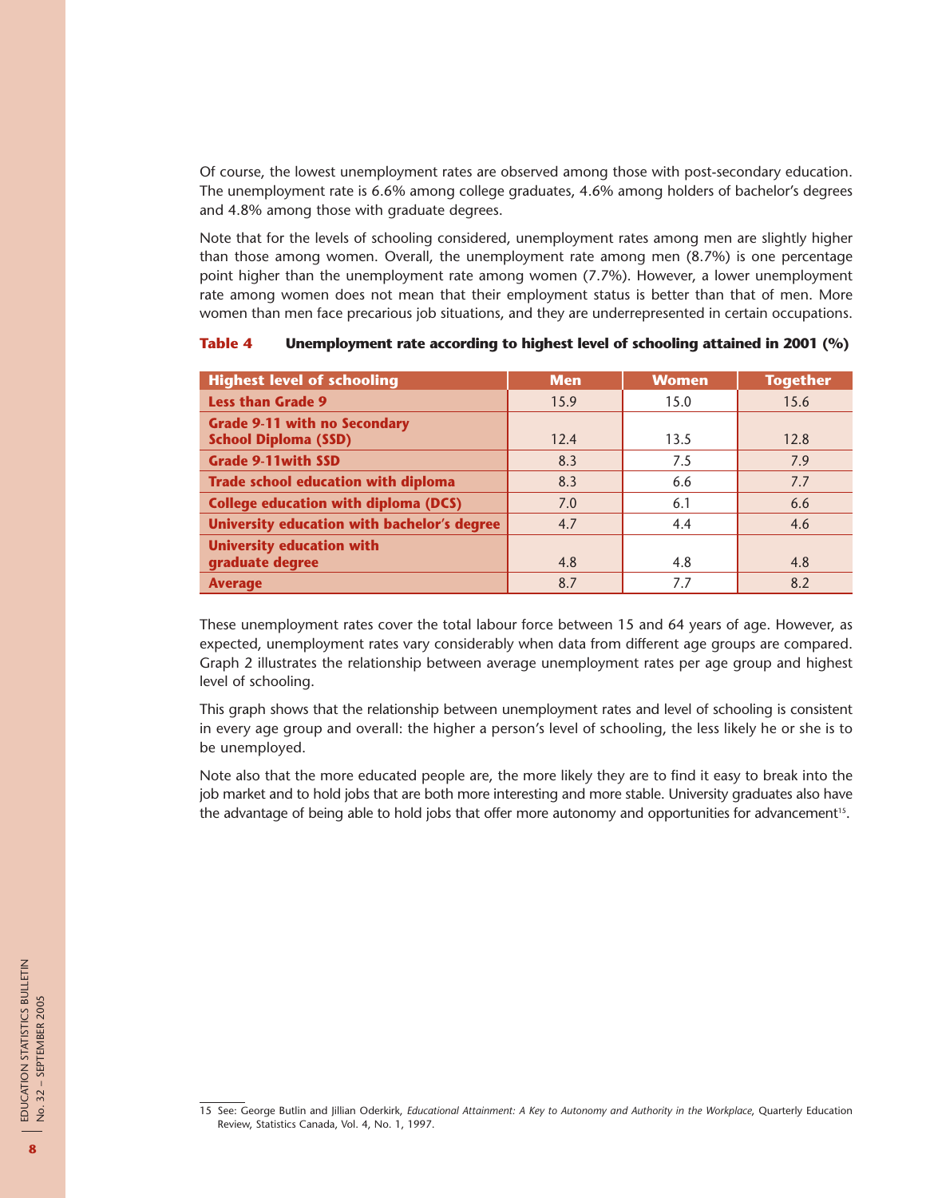Of course, the lowest unemployment rates are observed among those with post-secondary education. The unemployment rate is 6.6% among college graduates, 4.6% among holders of bachelor's degrees and 4.8% among those with graduate degrees.

Note that for the levels of schooling considered, unemployment rates among men are slightly higher than those among women. Overall, the unemployment rate among men (8.7%) is one percentage point higher than the unemployment rate among women (7.7%). However, a lower unemployment rate among women does not mean that their employment status is better than that of men. More women than men face precarious job situations, and they are underrepresented in certain occupations.

**Table 4 Unemployment rate according to highest level of schooling attained in 2001 (%)**

| Highest level of schooling | Men | Women | Together |
|---|---|---|---|
| Less than Grade 9 | 15.9 | 15.0 | 15.6 |
| Grade 9-11 with no Secondary School Diploma (SSD) | 12.4 | 13.5 | 12.8 |
| Grade 9-11with SSD | 8.3 | 7.5 | 7.9 |
| Trade school education with diploma | 8.3 | 6.6 | 7.7 |
| College education with diploma (DCS) | 7.0 | 6.1 | 6.6 |
| University education with bachelor's degree | 4.7 | 4.4 | 4.6 |
| University education with graduate degree | 4.8 | 4.8 | 4.8 |
| Average | 8.7 | 7.7 | 8.2 |

These unemployment rates cover the total labour force between 15 and 64 years of age. However, as expected, unemployment rates vary considerably when data from different age groups are compared. Graph 2 illustrates the relationship between average unemployment rates per age group and highest level of schooling.

This graph shows that the relationship between unemployment rates and level of schooling is consistent in every age group and overall: the higher a person's level of schooling, the less likely he or she is to be unemployed.

Note also that the more educated people are, the more likely they are to find it easy to break into the job market and to hold jobs that are both more interesting and more stable. University graduates also have the advantage of being able to hold jobs that offer more autonomy and opportunities for advancement[15].

15 See: George Butlin and Jillian Oderkirk, *Educational Attainment: A Key to Autonomy and Authority in the Workplace*, Quarterly Education Review, Statistics Canada, Vol. 4, No. 1, 1997.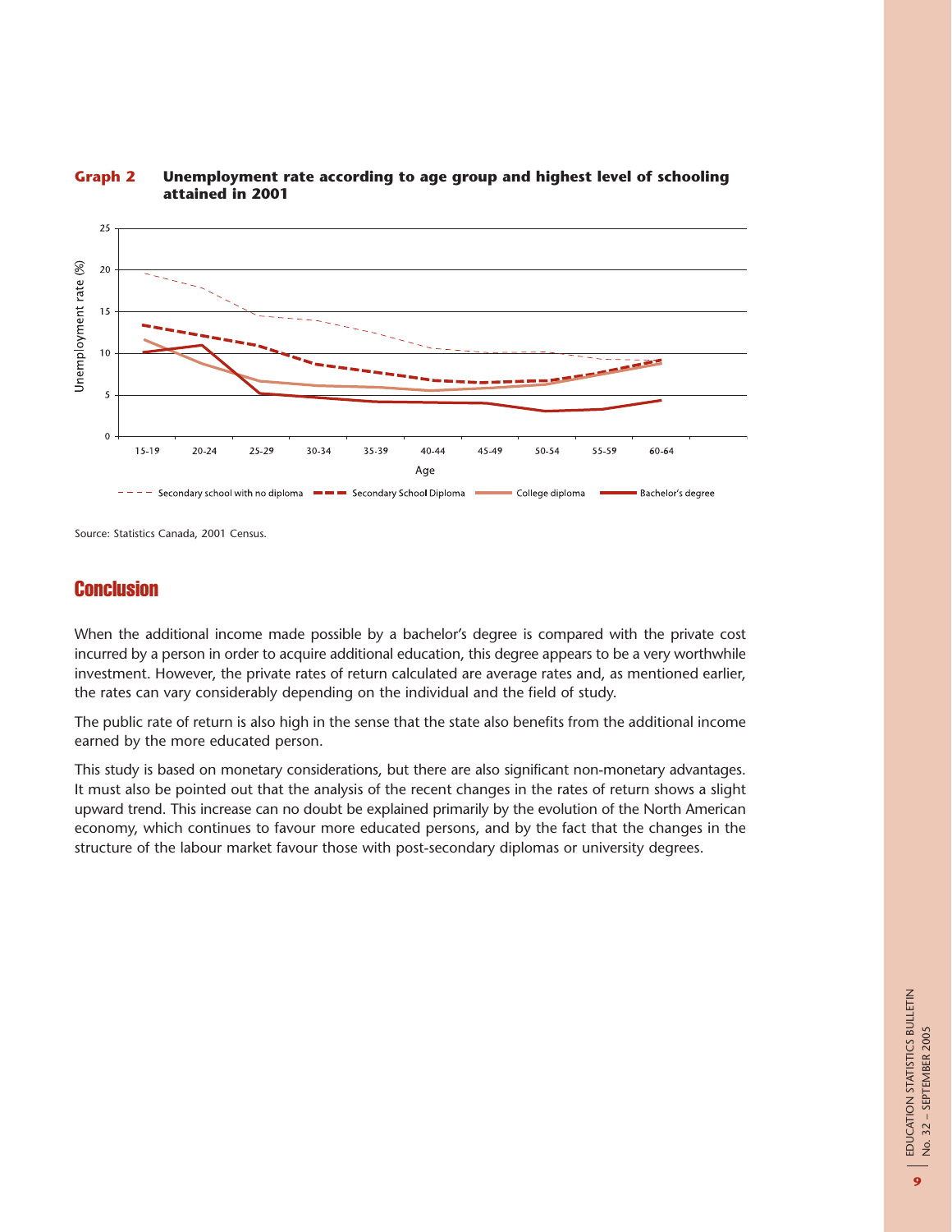**Graph 2 Unemployment rate according to age group and highest level of schooling attained in 2001**

Source: Statistics Canada, 2001 Census.

## Conclusion

When the additional income made possible by a bachelor's degree is compared with the private cost incurred by a person in order to acquire additional education, this degree appears to be a very worthwhile investment. However, the private rates of return calculated are average rates and, as mentioned earlier, the rates can vary considerably depending on the individual and the field of study.

The public rate of return is also high in the sense that the state also benefits from the additional income earned by the more educated person.

This study is based on monetary considerations, but there are also significant non-monetary advantages. It must also be pointed out that the analysis of the recent changes in the rates of return shows a slight upward trend. This increase can no doubt be explained primarily by the evolution of the North American economy, which continues to favour more educated persons, and by the fact that the changes in the structure of the labour market favour those with post-secondary diplomas or university degrees.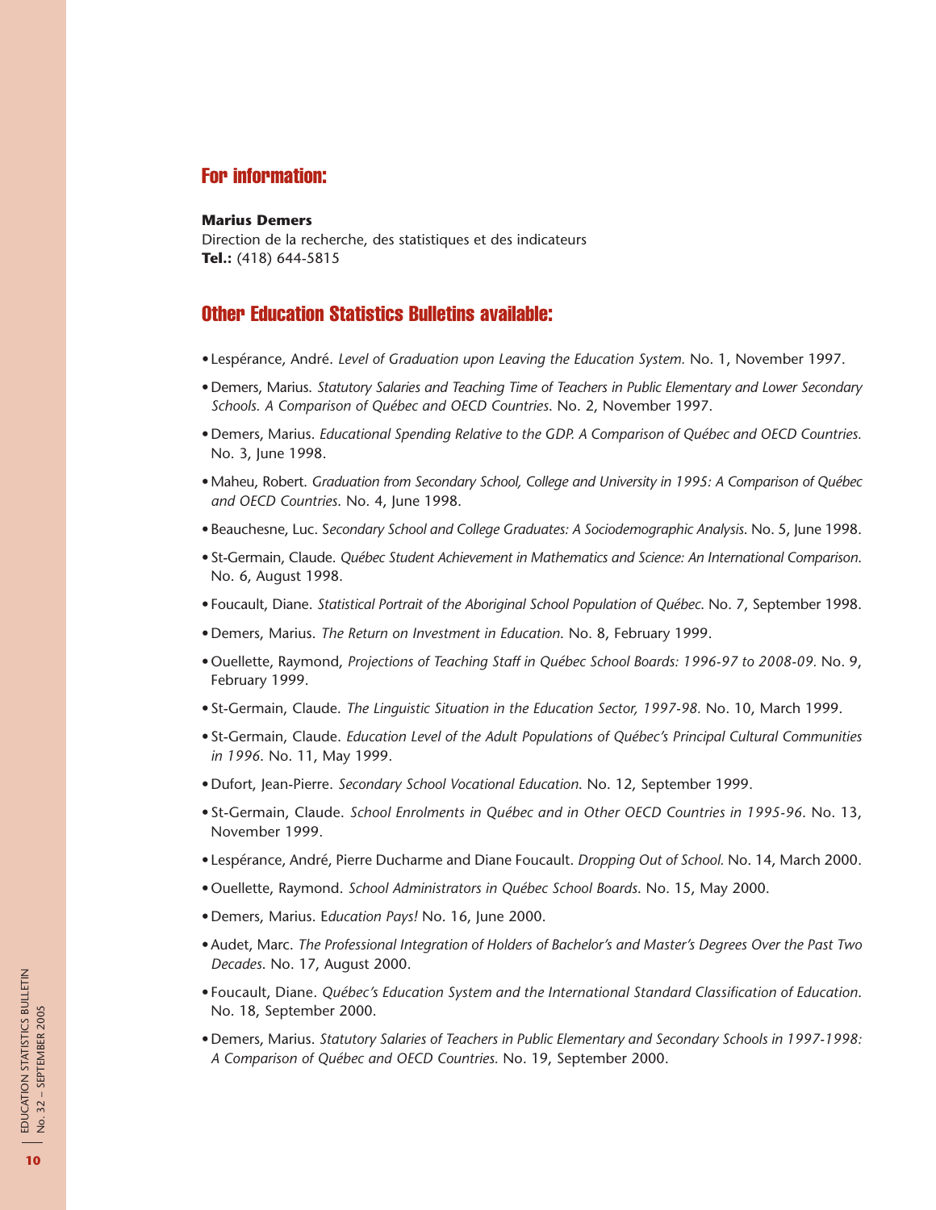## For information:

**Marius Demers**
Direction de la recherche, des statistiques et des indicateurs
**Tel.:** (418) 644-5815

## Other Education Statistics Bulletins available:

- Lespérance, André. *Level of Graduation upon Leaving the Education System.* No. 1, November 1997.
- Demers, Marius. *Statutory Salaries and Teaching Time of Teachers in Public Elementary and Lower Secondary Schools. A Comparison of Québec and OECD Countries*. No. 2, November 1997.
- Demers, Marius. *Educational Spending Relative to the GDP. A Comparison of Québec and OECD Countries.* No. 3, June 1998.
- Maheu, Robert. *Graduation from Secondary School, College and University in 1995: A Comparison of Québec and OECD Countries.* No. 4, June 1998.
- Beauchesne, Luc. *Secondary School and College Graduates: A Sociodemographic Analysis.* No. 5, June 1998.
- St-Germain, Claude. *Québec Student Achievement in Mathematics and Science: An International Comparison.* No. 6, August 1998.
- Foucault, Diane. *Statistical Portrait of the Aboriginal School Population of Québec*. No. 7, September 1998.
- Demers, Marius. *The Return on Investment in Education*. No. 8, February 1999.
- Ouellette, Raymond, *Projections of Teaching Staff in Québec School Boards: 1996-97 to 2008-09.* No. 9, February 1999.
- St-Germain, Claude. *The Linguistic Situation in the Education Sector, 1997-98.* No. 10, March 1999.
- St-Germain, Claude. *Education Level of the Adult Populations of Québec's Principal Cultural Communities in 1996*. No. 11, May 1999.
- Dufort, Jean-Pierre. *Secondary School Vocational Education*. No. 12, September 1999.
- St-Germain, Claude. *School Enrolments in Québec and in Other OECD Countries in 1995-96*. No. 13, November 1999.
- Lespérance, André, Pierre Ducharme and Diane Foucault. *Dropping Out of School.* No. 14, March 2000.
- Ouellette, Raymond. *School Administrators in Québec School Boards*. No. 15, May 2000.
- Demers, Marius. *Education Pays!* No. 16, June 2000.
- Audet, Marc. *The Professional Integration of Holders of Bachelor's and Master's Degrees Over the Past Two Decades*. No. 17, August 2000.
- Foucault, Diane. *Québec's Education System and the International Standard Classification of Education*. No. 18, September 2000.
- Demers, Marius. *Statutory Salaries of Teachers in Public Elementary and Secondary Schools in 1997-1998: A Comparison of Québec and OECD Countries.* No. 19, September 2000.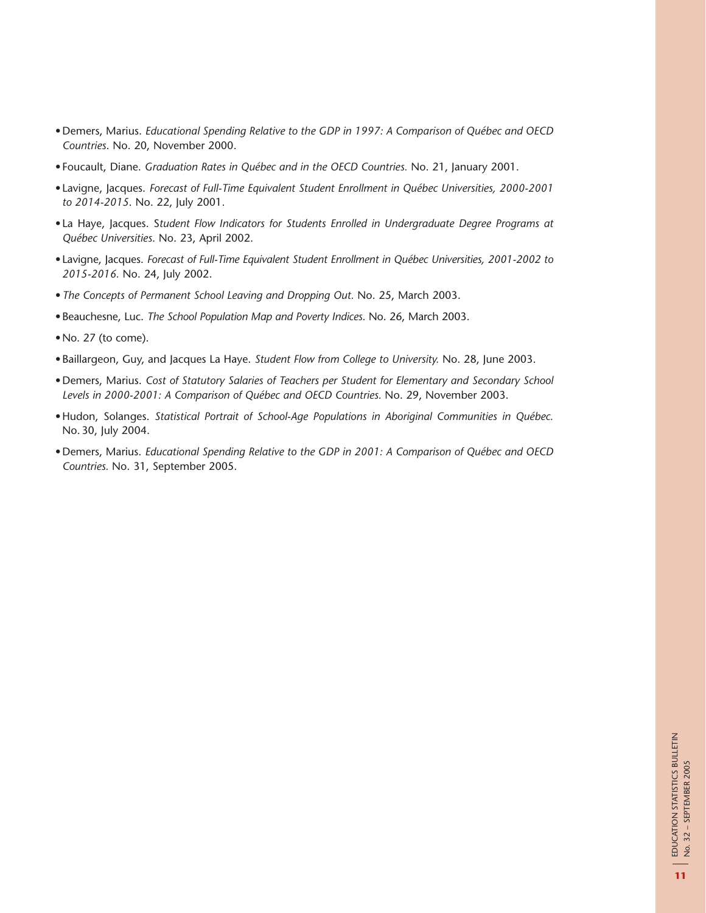- Demers, Marius. *Educational Spending Relative to the GDP in 1997: A Comparison of Québec and OECD Countries*. No. 20, November 2000.
- Foucault, Diane. *Graduation Rates in Québec and in the OECD Countries.* No. 21, January 2001.
- Lavigne, Jacques. *Forecast of Full-Time Equivalent Student Enrollment in Québec Universities, 2000-2001 to 2014-2015*. No. 22, July 2001.
- La Haye, Jacques. S*tudent Flow Indicators for Students Enrolled in Undergraduate Degree Programs at Québec Universities*. No. 23, April 2002.
- Lavigne, Jacques. *Forecast of Full-Time Equivalent Student Enrollment in Québec Universities, 2001-2002 to 2015-2016.* No. 24, July 2002.
- *The Concepts of Permanent School Leaving and Dropping Out.* No. 25, March 2003.
- Beauchesne, Luc. *The School Population Map and Poverty Indices.* No. 26, March 2003.
- No. 27 (to come).
- Baillargeon, Guy, and Jacques La Haye. *Student Flow from College to University.* No. 28, June 2003.
- Demers, Marius. *Cost of Statutory Salaries of Teachers per Student for Elementary and Secondary School Levels in 2000-2001: A Comparison of Québec and OECD Countries.* No. 29, November 2003.
- Hudon, Solanges. *Statistical Portrait of School-Age Populations in Aboriginal Communities in Québec.* No. 30, July 2004.
- Demers, Marius. *Educational Spending Relative to the GDP in 2001: A Comparison of Québec and OECD Countries.* No. 31, September 2005.